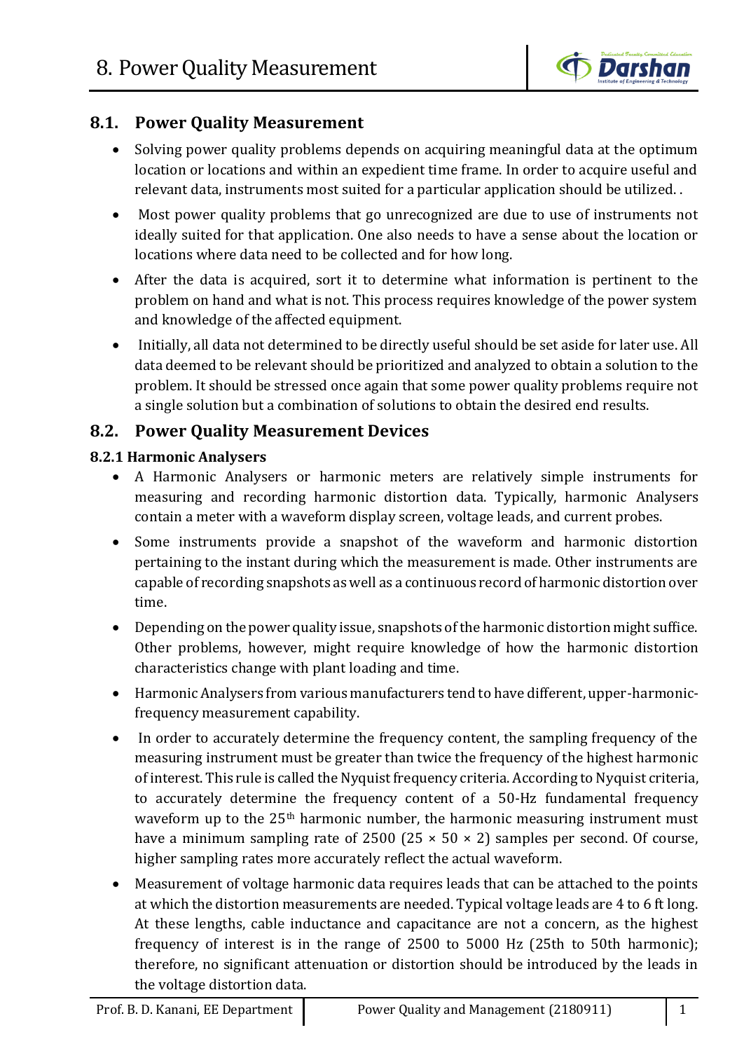## 8.1. Power Quality Measurement

- Solving power quality problems depends on acquiring meaningful data at the optimum location or locations and within an expedient time frame. In order to acquire useful and relevant data, instruments most suited for a particular application should be utilized. .
- Most power quality problems that go unrecognized are due to use of instruments not ideally suited for that application. One also needs to have a sense about the location or locations where data need to be collected and for how long.
- After the data is acquired, sort it to determine what information is pertinent to the problem on hand and what is not. This process requires knowledge of the power system and knowledge of the affected equipment.
- Initially, all data not determined to be directly useful should be set aside for later use. All data deemed to be relevant should be prioritized and analyzed to obtain a solution to the problem. It should be stressed once again that some power quality problems require not a single solution but a combination of solutions to obtain the desired end results.

## 8.2. Power Quality Measurement Devices

### 8.2.1 Harmonic Analysers

- A Harmonic Analysers or harmonic meters are relatively simple instruments for measuring and recording harmonic distortion data. Typically, harmonic Analysers contain a meter with a waveform display screen, voltage leads, and current probes.
- Some instruments provide a snapshot of the waveform and harmonic distortion pertaining to the instant during which the measurement is made. Other instruments are capable of recording snapshots as well as a continuous record of harmonic distortion over time.
- Depending on the power quality issue, snapshots of the harmonic distortion might suffice. Other problems, however, might require knowledge of how the harmonic distortion characteristics change with plant loading and time.
- Harmonic Analysers from various manufacturers tend to have different, upper-harmonic-frequency measurement capability.
- In order to accurately determine the frequency content, the sampling frequency of the measuring instrument must be greater than twice the frequency of the highest harmonic of interest. This rule is called the Nyquist frequency criteria. According to Nyquist criteria, to accurately determine the frequency content of a 50-Hz fundamental frequency waveform up to the 25$^{th}$ harmonic number, the harmonic measuring instrument must have a minimum sampling rate of 2500 (25 × 50 × 2) samples per second. Of course, higher sampling rates more accurately reflect the actual waveform.
- Measurement of voltage harmonic data requires leads that can be attached to the points at which the distortion measurements are needed. Typical voltage leads are 4 to 6 ft long. At these lengths, cable inductance and capacitance are not a concern, as the highest frequency of interest is in the range of 2500 to 5000 Hz (25th to 50th harmonic); therefore, no significant attenuation or distortion should be introduced by the leads in the voltage distortion data.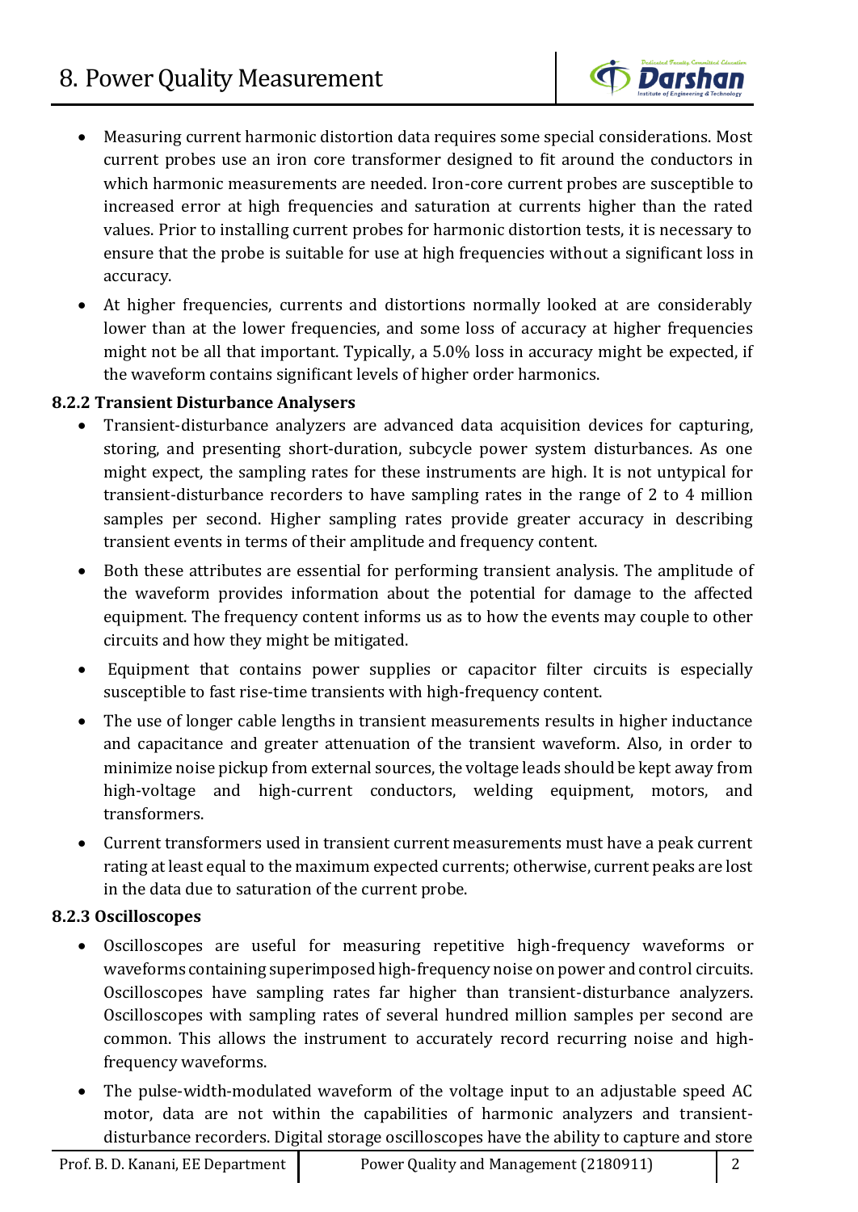- Measuring current harmonic distortion data requires some special considerations. Most current probes use an iron core transformer designed to fit around the conductors in which harmonic measurements are needed. Iron-core current probes are susceptible to increased error at high frequencies and saturation at currents higher than the rated values. Prior to installing current probes for harmonic distortion tests, it is necessary to ensure that the probe is suitable for use at high frequencies without a significant loss in accuracy.
- At higher frequencies, currents and distortions normally looked at are considerably lower than at the lower frequencies, and some loss of accuracy at higher frequencies might not be all that important. Typically, a 5.0% loss in accuracy might be expected, if the waveform contains significant levels of higher order harmonics.

### 8.2.2 Transient Disturbance Analysers

- Transient-disturbance analyzers are advanced data acquisition devices for capturing, storing, and presenting short-duration, subcycle power system disturbances. As one might expect, the sampling rates for these instruments are high. It is not untypical for transient-disturbance recorders to have sampling rates in the range of 2 to 4 million samples per second. Higher sampling rates provide greater accuracy in describing transient events in terms of their amplitude and frequency content.
- Both these attributes are essential for performing transient analysis. The amplitude of the waveform provides information about the potential for damage to the affected equipment. The frequency content informs us as to how the events may couple to other circuits and how they might be mitigated.
- Equipment that contains power supplies or capacitor filter circuits is especially susceptible to fast rise-time transients with high-frequency content.
- The use of longer cable lengths in transient measurements results in higher inductance and capacitance and greater attenuation of the transient waveform. Also, in order to minimize noise pickup from external sources, the voltage leads should be kept away from high-voltage and high-current conductors, welding equipment, motors, and transformers.
- Current transformers used in transient current measurements must have a peak current rating at least equal to the maximum expected currents; otherwise, current peaks are lost in the data due to saturation of the current probe.

### 8.2.3 Oscilloscopes

- Oscilloscopes are useful for measuring repetitive high-frequency waveforms or waveforms containing superimposed high-frequency noise on power and control circuits. Oscilloscopes have sampling rates far higher than transient-disturbance analyzers. Oscilloscopes with sampling rates of several hundred million samples per second are common. This allows the instrument to accurately record recurring noise and high-frequency waveforms.
- The pulse-width-modulated waveform of the voltage input to an adjustable speed AC motor, data are not within the capabilities of harmonic analyzers and transient-disturbance recorders. Digital storage oscilloscopes have the ability to capture and store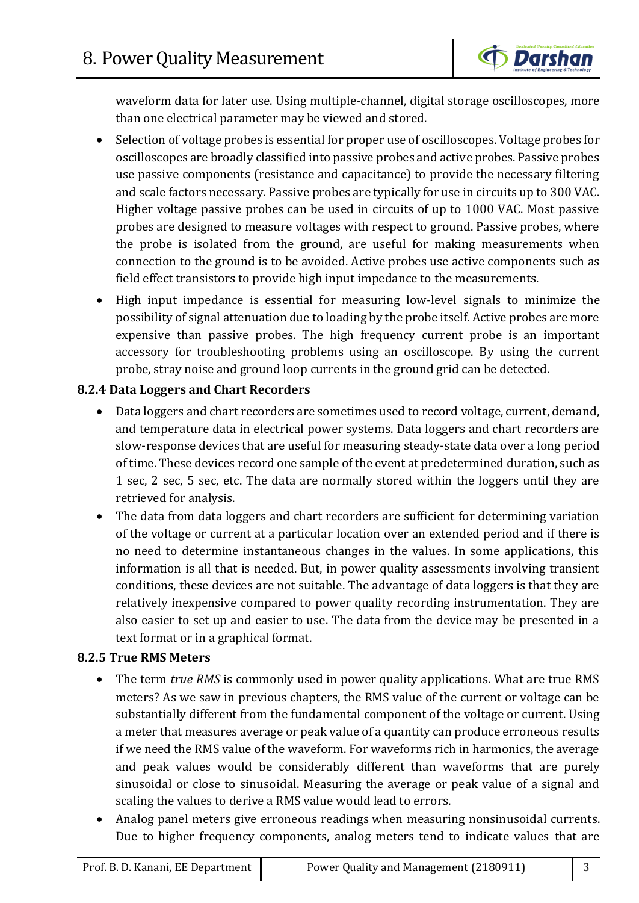waveform data for later use. Using multiple-channel, digital storage oscilloscopes, more than one electrical parameter may be viewed and stored.

- Selection of voltage probes is essential for proper use of oscilloscopes. Voltage probes for oscilloscopes are broadly classified into passive probes and active probes. Passive probes use passive components (resistance and capacitance) to provide the necessary filtering and scale factors necessary. Passive probes are typically for use in circuits up to 300 VAC. Higher voltage passive probes can be used in circuits of up to 1000 VAC. Most passive probes are designed to measure voltages with respect to ground. Passive probes, where the probe is isolated from the ground, are useful for making measurements when connection to the ground is to be avoided. Active probes use active components such as field effect transistors to provide high input impedance to the measurements.
- High input impedance is essential for measuring low-level signals to minimize the possibility of signal attenuation due to loading by the probe itself. Active probes are more expensive than passive probes. The high frequency current probe is an important accessory for troubleshooting problems using an oscilloscope. By using the current probe, stray noise and ground loop currents in the ground grid can be detected.

### 8.2.4 Data Loggers and Chart Recorders

- Data loggers and chart recorders are sometimes used to record voltage, current, demand, and temperature data in electrical power systems. Data loggers and chart recorders are slow-response devices that are useful for measuring steady-state data over a long period of time. These devices record one sample of the event at predetermined duration, such as 1 sec, 2 sec, 5 sec, etc. The data are normally stored within the loggers until they are retrieved for analysis.
- The data from data loggers and chart recorders are sufficient for determining variation of the voltage or current at a particular location over an extended period and if there is no need to determine instantaneous changes in the values. In some applications, this information is all that is needed. But, in power quality assessments involving transient conditions, these devices are not suitable. The advantage of data loggers is that they are relatively inexpensive compared to power quality recording instrumentation. They are also easier to set up and easier to use. The data from the device may be presented in a text format or in a graphical format.

### 8.2.5 True RMS Meters

- The term *true RMS* is commonly used in power quality applications. What are true RMS meters? As we saw in previous chapters, the RMS value of the current or voltage can be substantially different from the fundamental component of the voltage or current. Using a meter that measures average or peak value of a quantity can produce erroneous results if we need the RMS value of the waveform. For waveforms rich in harmonics, the average and peak values would be considerably different than waveforms that are purely sinusoidal or close to sinusoidal. Measuring the average or peak value of a signal and scaling the values to derive a RMS value would lead to errors.
- Analog panel meters give erroneous readings when measuring nonsinusoidal currents. Due to higher frequency components, analog meters tend to indicate values that are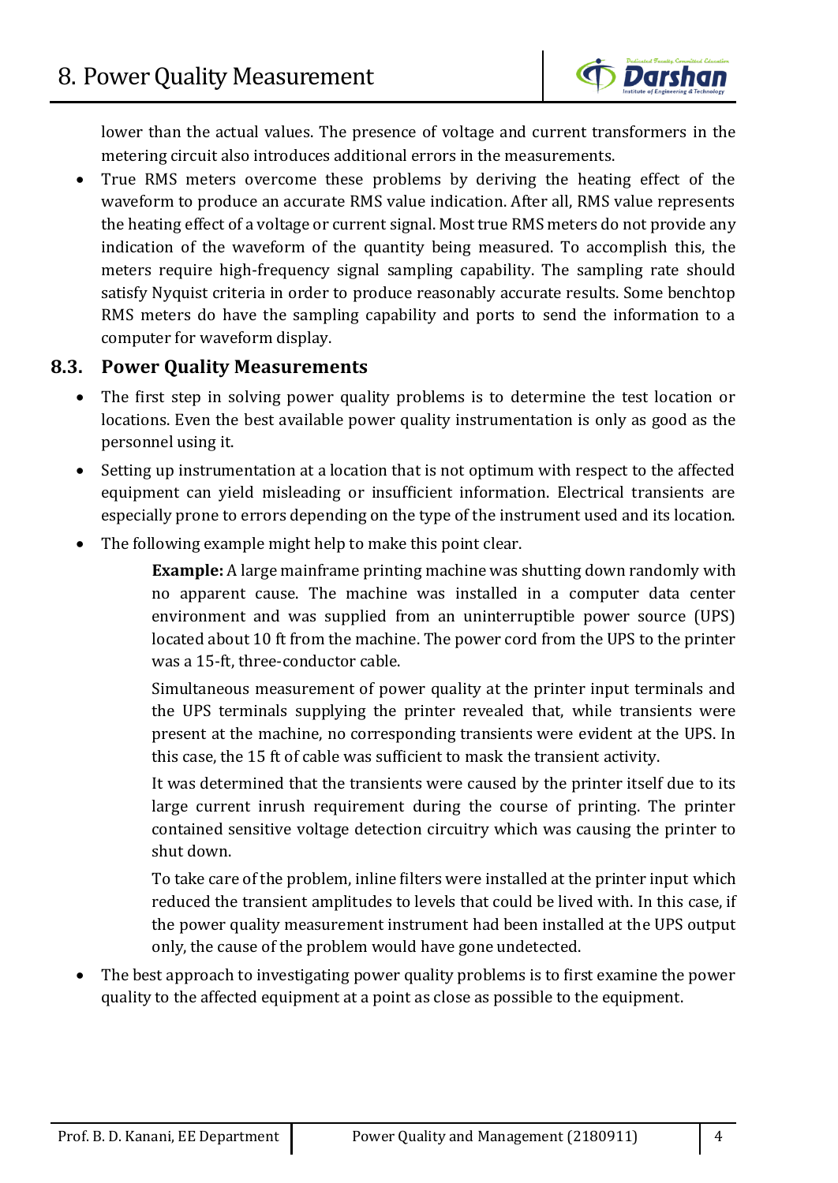lower than the actual values. The presence of voltage and current transformers in the metering circuit also introduces additional errors in the measurements.

- True RMS meters overcome these problems by deriving the heating effect of the waveform to produce an accurate RMS value indication. After all, RMS value represents the heating effect of a voltage or current signal. Most true RMS meters do not provide any indication of the waveform of the quantity being measured. To accomplish this, the meters require high-frequency signal sampling capability. The sampling rate should satisfy Nyquist criteria in order to produce reasonably accurate results. Some benchtop RMS meters do have the sampling capability and ports to send the information to a computer for waveform display.

## 8.3. Power Quality Measurements

- The first step in solving power quality problems is to determine the test location or locations. Even the best available power quality instrumentation is only as good as the personnel using it.
- Setting up instrumentation at a location that is not optimum with respect to the affected equipment can yield misleading or insufficient information. Electrical transients are especially prone to errors depending on the type of the instrument used and its location.
- The following example might help to make this point clear.

  **Example:** A large mainframe printing machine was shutting down randomly with no apparent cause. The machine was installed in a computer data center environment and was supplied from an uninterruptible power source (UPS) located about 10 ft from the machine. The power cord from the UPS to the printer was a 15-ft, three-conductor cable.

  Simultaneous measurement of power quality at the printer input terminals and the UPS terminals supplying the printer revealed that, while transients were present at the machine, no corresponding transients were evident at the UPS. In this case, the 15 ft of cable was sufficient to mask the transient activity.

  It was determined that the transients were caused by the printer itself due to its large current inrush requirement during the course of printing. The printer contained sensitive voltage detection circuitry which was causing the printer to shut down.

  To take care of the problem, inline filters were installed at the printer input which reduced the transient amplitudes to levels that could be lived with. In this case, if the power quality measurement instrument had been installed at the UPS output only, the cause of the problem would have gone undetected.

- The best approach to investigating power quality problems is to first examine the power quality to the affected equipment at a point as close as possible to the equipment.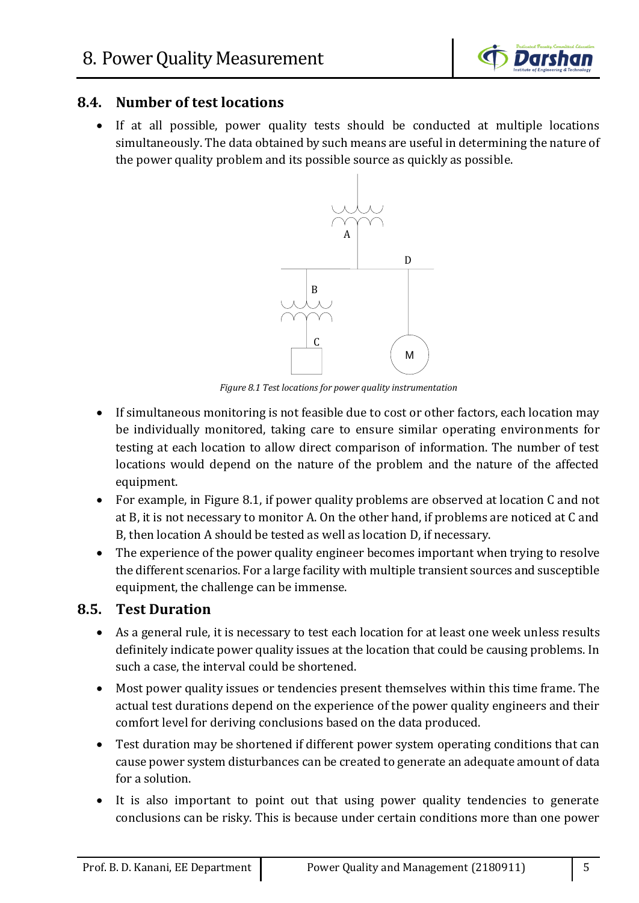## 8.4. Number of test locations

- If at all possible, power quality tests should be conducted at multiple locations simultaneously. The data obtained by such means are useful in determining the nature of the power quality problem and its possible source as quickly as possible.

*Figure 8.1 Test locations for power quality instrumentation*

- If simultaneous monitoring is not feasible due to cost or other factors, each location may be individually monitored, taking care to ensure similar operating environments for testing at each location to allow direct comparison of information. The number of test locations would depend on the nature of the problem and the nature of the affected equipment.
- For example, in Figure 8.1, if power quality problems are observed at location C and not at B, it is not necessary to monitor A. On the other hand, if problems are noticed at C and B, then location A should be tested as well as location D, if necessary.
- The experience of the power quality engineer becomes important when trying to resolve the different scenarios. For a large facility with multiple transient sources and susceptible equipment, the challenge can be immense.

## 8.5. Test Duration

- As a general rule, it is necessary to test each location for at least one week unless results definitely indicate power quality issues at the location that could be causing problems. In such a case, the interval could be shortened.
- Most power quality issues or tendencies present themselves within this time frame. The actual test durations depend on the experience of the power quality engineers and their comfort level for deriving conclusions based on the data produced.
- Test duration may be shortened if different power system operating conditions that can cause power system disturbances can be created to generate an adequate amount of data for a solution.
- It is also important to point out that using power quality tendencies to generate conclusions can be risky. This is because under certain conditions more than one power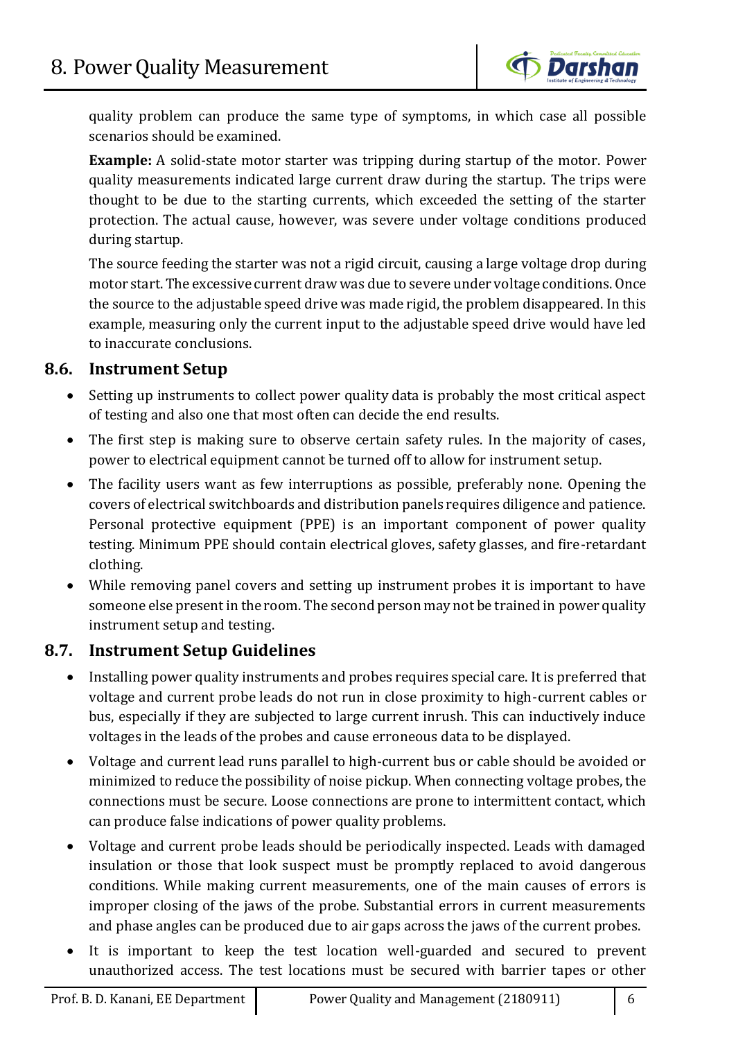quality problem can produce the same type of symptoms, in which case all possible scenarios should be examined.

**Example:** A solid-state motor starter was tripping during startup of the motor. Power quality measurements indicated large current draw during the startup. The trips were thought to be due to the starting currents, which exceeded the setting of the starter protection. The actual cause, however, was severe under voltage conditions produced during startup.

The source feeding the starter was not a rigid circuit, causing a large voltage drop during motor start. The excessive current draw was due to severe under voltage conditions. Once the source to the adjustable speed drive was made rigid, the problem disappeared. In this example, measuring only the current input to the adjustable speed drive would have led to inaccurate conclusions.

## 8.6. Instrument Setup

- Setting up instruments to collect power quality data is probably the most critical aspect of testing and also one that most often can decide the end results.
- The first step is making sure to observe certain safety rules. In the majority of cases, power to electrical equipment cannot be turned off to allow for instrument setup.
- The facility users want as few interruptions as possible, preferably none. Opening the covers of electrical switchboards and distribution panels requires diligence and patience. Personal protective equipment (PPE) is an important component of power quality testing. Minimum PPE should contain electrical gloves, safety glasses, and fire-retardant clothing.
- While removing panel covers and setting up instrument probes it is important to have someone else present in the room. The second person may not be trained in power quality instrument setup and testing.

## 8.7. Instrument Setup Guidelines

- Installing power quality instruments and probes requires special care. It is preferred that voltage and current probe leads do not run in close proximity to high-current cables or bus, especially if they are subjected to large current inrush. This can inductively induce voltages in the leads of the probes and cause erroneous data to be displayed.
- Voltage and current lead runs parallel to high-current bus or cable should be avoided or minimized to reduce the possibility of noise pickup. When connecting voltage probes, the connections must be secure. Loose connections are prone to intermittent contact, which can produce false indications of power quality problems.
- Voltage and current probe leads should be periodically inspected. Leads with damaged insulation or those that look suspect must be promptly replaced to avoid dangerous conditions. While making current measurements, one of the main causes of errors is improper closing of the jaws of the probe. Substantial errors in current measurements and phase angles can be produced due to air gaps across the jaws of the current probes.
- It is important to keep the test location well-guarded and secured to prevent unauthorized access. The test locations must be secured with barrier tapes or other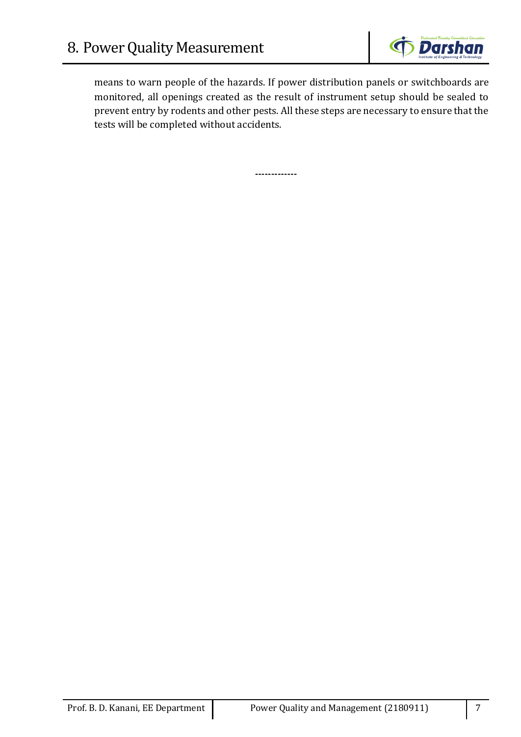means to warn people of the hazards. If power distribution panels or switchboards are monitored, all openings created as the result of instrument setup should be sealed to prevent entry by rodents and other pests. All these steps are necessary to ensure that the tests will be completed without accidents.

-------------